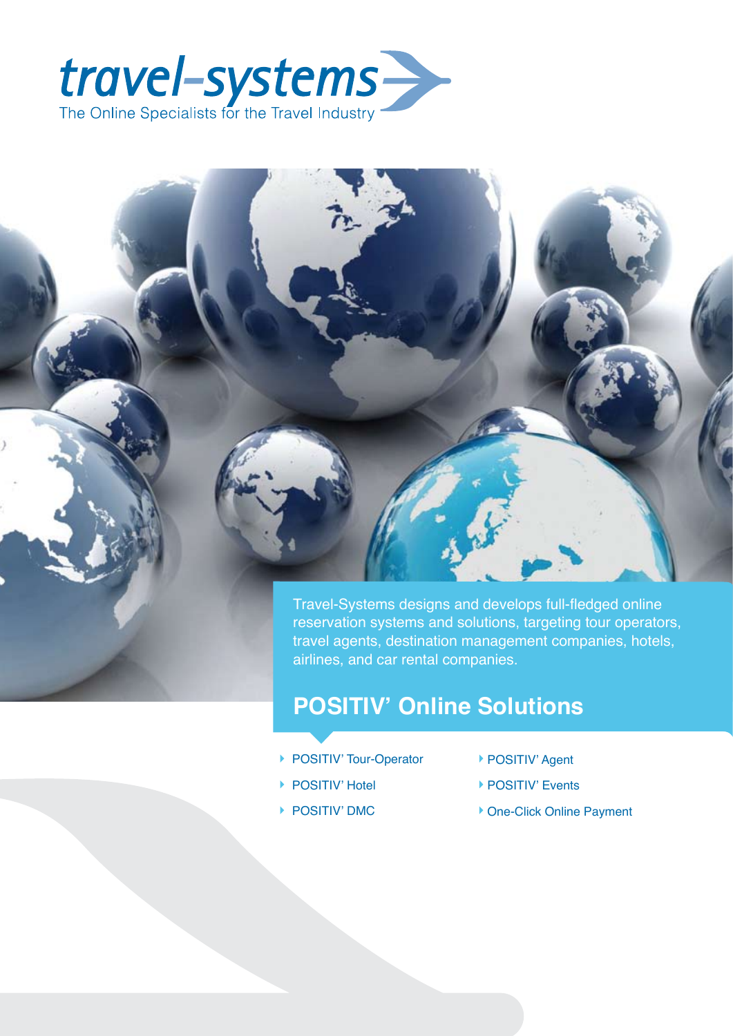# travel-systems

The Online Specialists for the Travel Industry

Travel-Systems designs and develops full-fledged online reservation systems and solutions, targeting tour operators, travel agents, destination management companies, hotels, airlines, and car rental companies.

## POSITIV' Online Solutions

- POSITIV' Tour-Operator
- POSITIV' Hotel
- POSITIV' DMC
- POSITIV' Agent
- POSITIV' Events
- One-Click Online Payment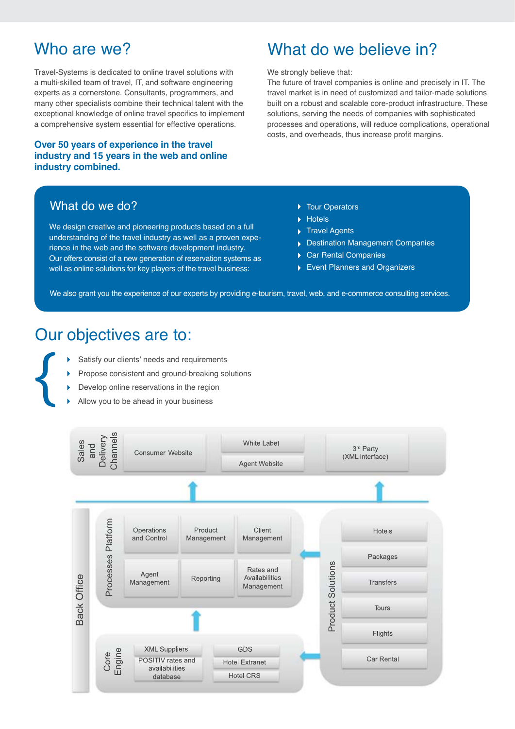## Who are we?

Travel-Systems is dedicated to online travel solutions with a multi-skilled team of travel, IT, and software engineering experts as a cornerstone. Consultants, programmers, and many other specialists combine their technical talent with the exceptional knowledge of online travel specifics to implement a comprehensive system essential for effective operations.

**Over 50 years of experience in the travel industry and 15 years in the web and online industry combined.**

## What do we believe in?

We strongly believe that:
The future of travel companies is online and precisely in IT. The travel market is in need of customized and tailor-made solutions built on a robust and scalable core-product infrastructure. These solutions, serving the needs of companies with sophisticated processes and operations, will reduce complications, operational costs, and overheads, thus increase profit margins.

## What do we do?

We design creative and pioneering products based on a full understanding of the travel industry as well as a proven experience in the web and the software development industry.
Our offers consist of a new generation of reservation systems as well as online solutions for key players of the travel business:

- Tour Operators
- Hotels
- Travel Agents
- Destination Management Companies
- Car Rental Companies
- Event Planners and Organizers

We also grant you the experience of our experts by providing e-tourism, travel, web, and e-commerce consulting services.

## Our objectives are to:

- Satisfy our clients' needs and requirements
- Propose consistent and ground-breaking solutions
- Develop online reservations in the region
- Allow you to be ahead in your business

**Sales and Delivery Channels**
- Consumer Website
- White Label
- Agent Website
- 3rd Party (XML interface)

**Back Office**

**Processes Platform**
- Operations and Control
- Product Management
- Client Management
- Agent Management
- Reporting
- Rates and Availabilities Management

**Core Engine**
- XML Suppliers
- POSITIV rates and availabilities database
- GDS
- Hotel Extranet
- Hotel CRS

**Product Solutions**
- Hotels
- Packages
- Transfers
- Tours
- Flights
- Car Rental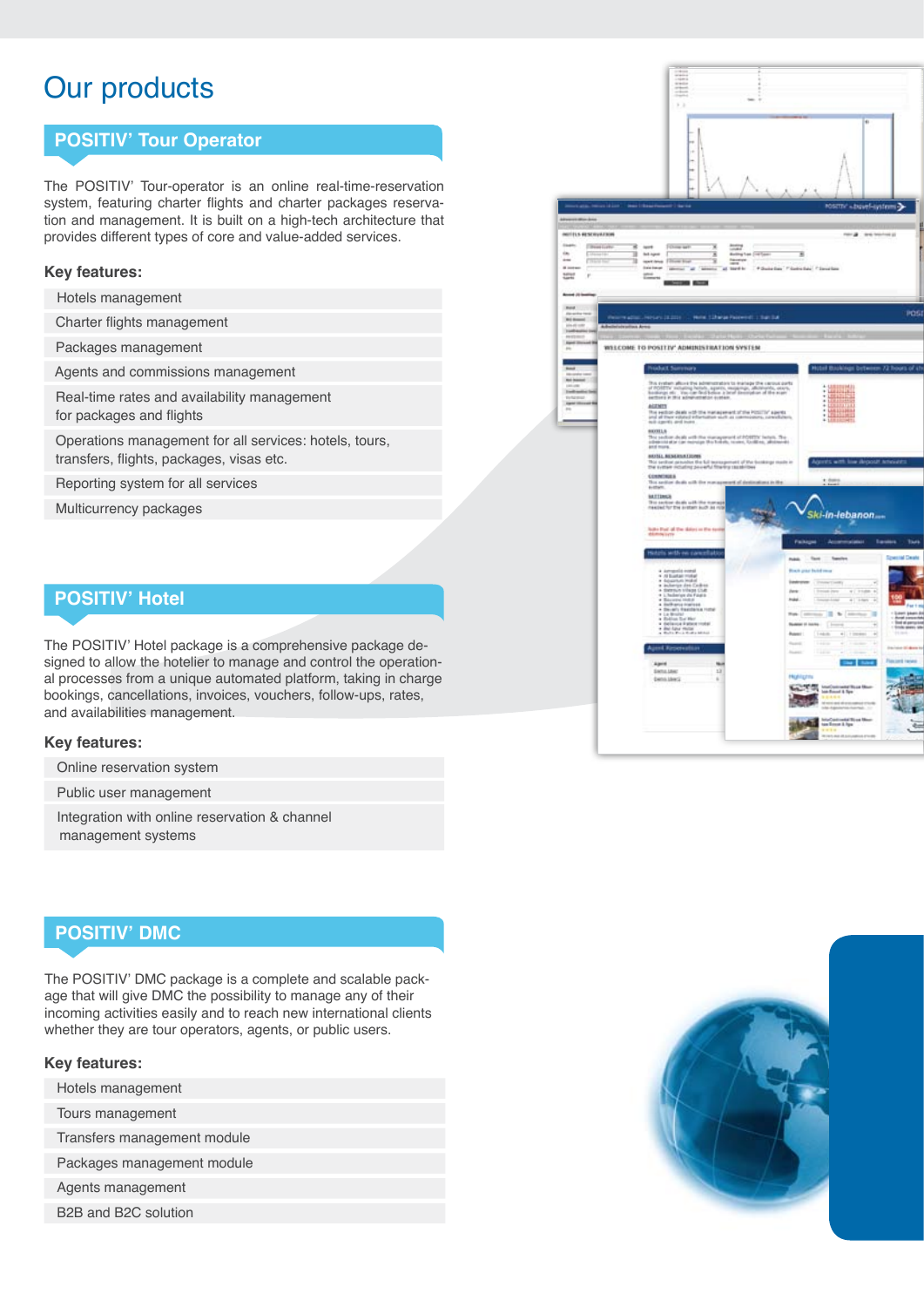# Our products

## POSITIV' Tour Operator

The POSITIV' Tour-operator is an online real-time-reservation system, featuring charter flights and charter packages reservation and management. It is built on a high-tech architecture that provides different types of core and value-added services.

### Key features:

- Hotels management
- Charter flights management
- Packages management
- Agents and commissions management
- Real-time rates and availability management for packages and flights
- Operations management for all services: hotels, tours, transfers, flights, packages, visas etc.
- Reporting system for all services
- Multicurrency packages

## POSITIV' Hotel

The POSITIV' Hotel package is a comprehensive package designed to allow the hotelier to manage and control the operational processes from a unique automated platform, taking in charge bookings, cancellations, invoices, vouchers, follow-ups, rates, and availabilities management.

### Key features:

- Online reservation system
- Public user management
- Integration with online reservation & channel management systems

## POSITIV' DMC

The POSITIV' DMC package is a complete and scalable package that will give DMC the possibility to manage any of their incoming activities easily and to reach new international clients whether they are tour operators, agents, or public users.

### Key features:

- Hotels management
- Tours management
- Transfers management module
- Packages management module
- Agents management
- B2B and B2C solution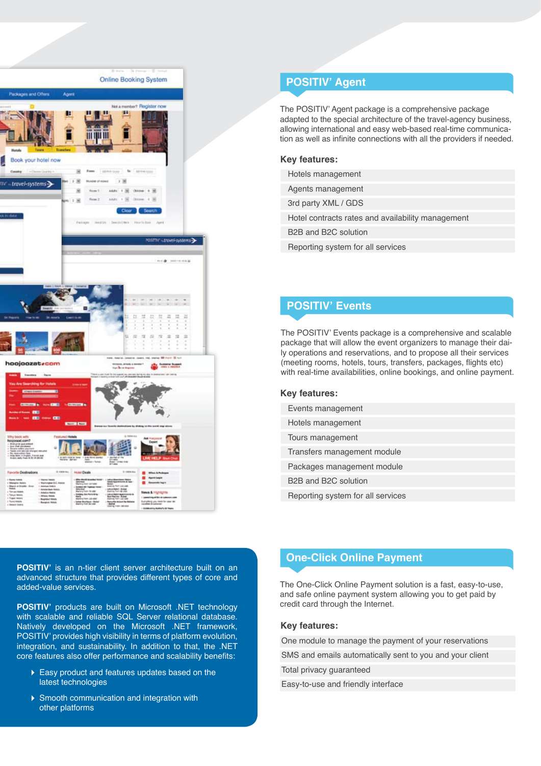## POSITIV' Agent

The POSITIV' Agent package is a comprehensive package adapted to the special architecture of the travel-agency business, allowing international and easy web-based real-time communication as well as infinite connections with all the providers if needed.

### Key features:

- Hotels management
- Agents management
- 3rd party XML / GDS
- Hotel contracts rates and availability management
- B2B and B2C solution
- Reporting system for all services

## POSITIV' Events

The POSITIV' Events package is a comprehensive and scalable package that will allow the event organizers to manage their daily operations and reservations, and to propose all their services (meeting rooms, hotels, tours, transfers, packages, flights etc) with real-time availabilities, online bookings, and online payment.

### Key features:

- Events management
- Hotels management
- Tours management
- Transfers management module
- Packages management module
- B2B and B2C solution
- Reporting system for all services

**POSITIV'** is an n-tier client server architecture built on an advanced structure that provides different types of core and added-value services.

**POSITIV'** products are built on Microsoft .NET technology with scalable and reliable SQL Server relational database. Natively developed on the Microsoft .NET framework, POSITIV' provides high visibility in terms of platform evolution, integration, and sustainability. In addition to that, the .NET core features also offer performance and scalability benefits:

- Easy product and features updates based on the latest technologies
- Smooth communication and integration with other platforms

## One-Click Online Payment

The One-Click Online Payment solution is a fast, easy-to-use, and safe online payment system allowing you to get paid by credit card through the Internet.

### Key features:

- One module to manage the payment of your reservations
- SMS and emails automatically sent to you and your client
- Total privacy guaranteed
- Easy-to-use and friendly interface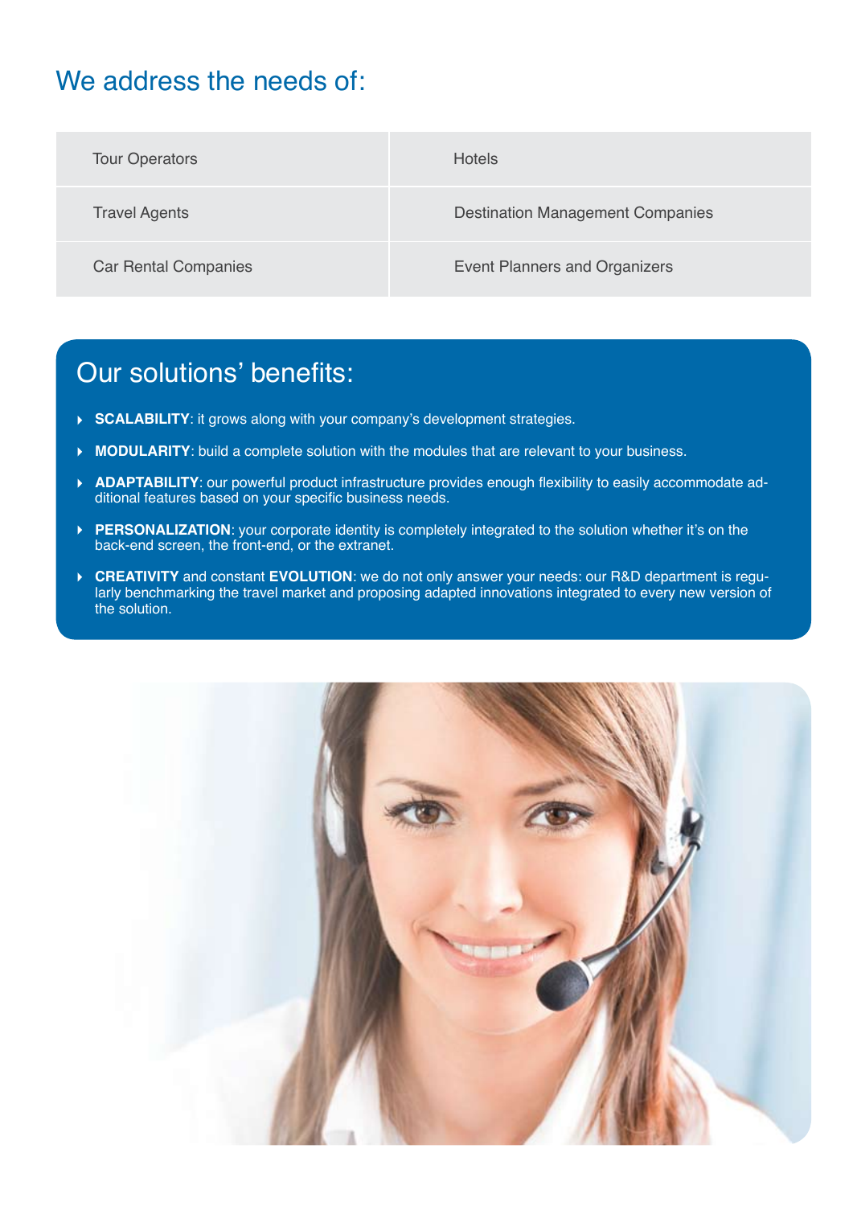## We address the needs of:

| Tour Operators | Hotels |
|---|---|
| Travel Agents | Destination Management Companies |
| Car Rental Companies | Event Planners and Organizers |

## Our solutions' benefits:

- **SCALABILITY**: it grows along with your company's development strategies.
- **MODULARITY**: build a complete solution with the modules that are relevant to your business.
- **ADAPTABILITY**: our powerful product infrastructure provides enough flexibility to easily accommodate additional features based on your specific business needs.
- **PERSONALIZATION**: your corporate identity is completely integrated to the solution whether it's on the back-end screen, the front-end, or the extranet.
- **CREATIVITY** and constant **EVOLUTION**: we do not only answer your needs: our R&D department is regularly benchmarking the travel market and proposing adapted innovations integrated to every new version of the solution.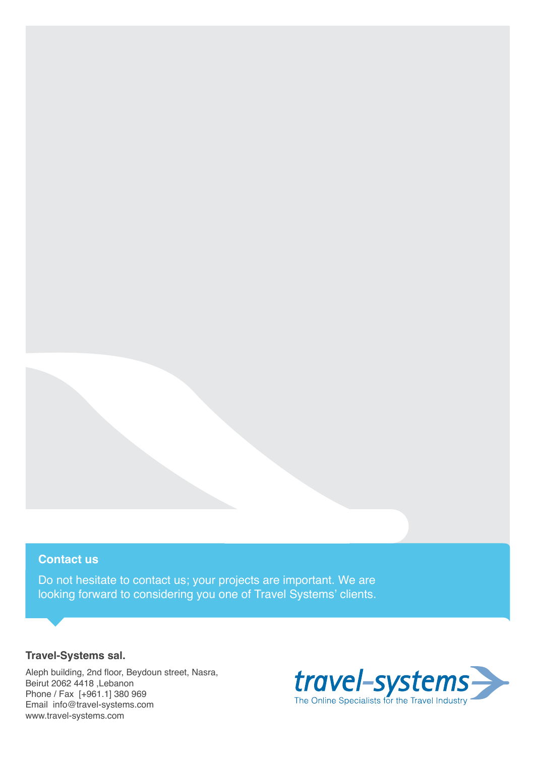## Contact us

Do not hesitate to contact us; your projects are important. We are looking forward to considering you one of Travel Systems' clients.

**Travel-Systems sal.**

Aleph building, 2nd floor, Beydoun street, Nasra,
Beirut 2062 4418 ,Lebanon
Phone / Fax [+961.1] 380 969
Email info@travel-systems.com
www.travel-systems.com

travel-systems
The Online Specialists for the Travel Industry